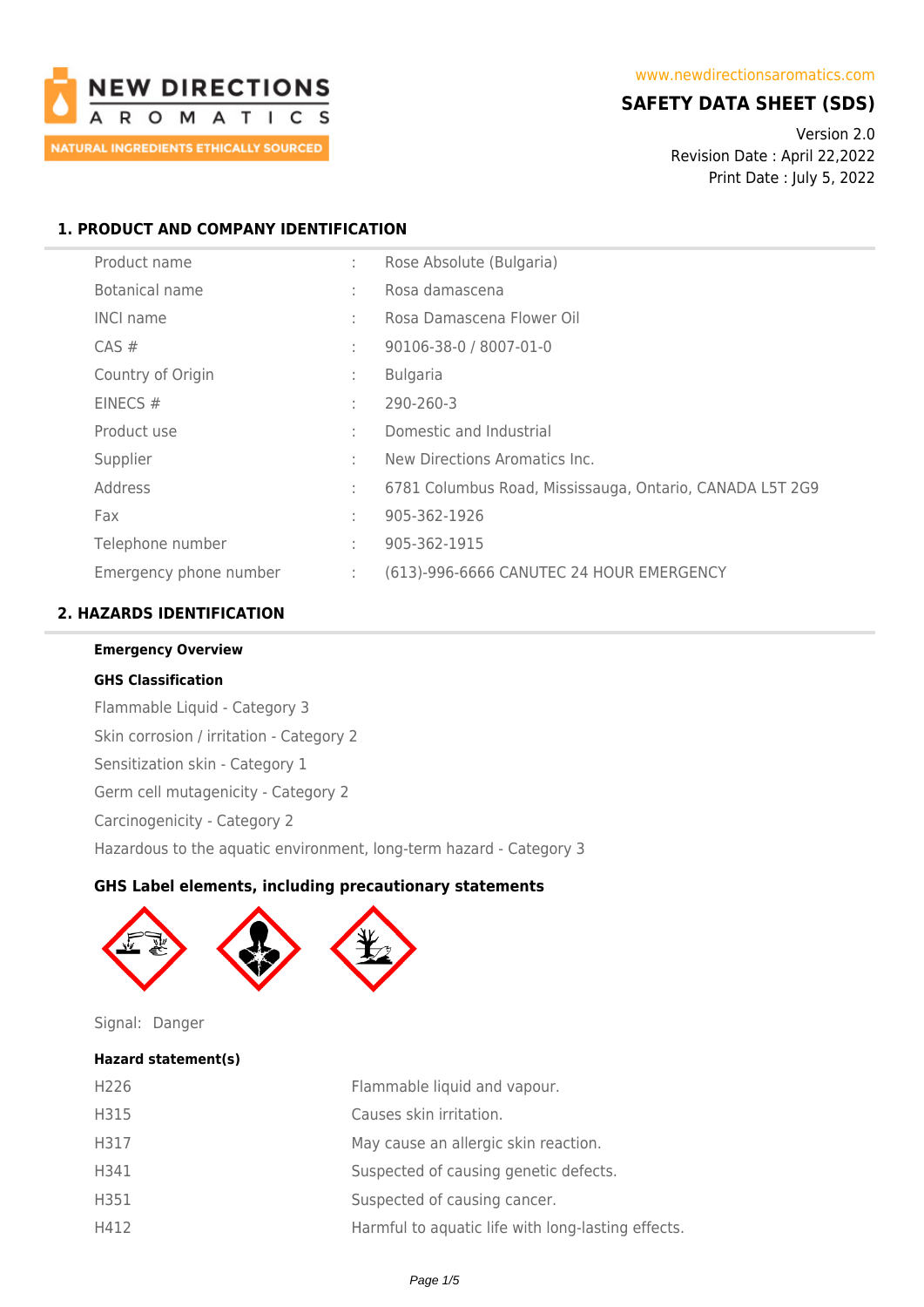NEW DIRECTIONS AROMATICS
NATURAL INGREDIENTS ETHICALLY SOURCED

www.newdirectionsaromatics.com

# SAFETY DATA SHEET (SDS)

Version 2.0
Revision Date : April 22,2022
Print Date : July 5, 2022

## 1. PRODUCT AND COMPANY IDENTIFICATION

| | | |
|---|---|---|
| Product name | : | Rose Absolute (Bulgaria) |
| Botanical name | : | Rosa damascena |
| INCI name | : | Rosa Damascena Flower Oil |
| CAS # | : | 90106-38-0 / 8007-01-0 |
| Country of Origin | : | Bulgaria |
| EINECS # | : | 290-260-3 |
| Product use | : | Domestic and Industrial |
| Supplier | : | New Directions Aromatics Inc. |
| Address | : | 6781 Columbus Road, Mississauga, Ontario, CANADA L5T 2G9 |
| Fax | : | 905-362-1926 |
| Telephone number | : | 905-362-1915 |
| Emergency phone number | : | (613)-996-6666 CANUTEC 24 HOUR EMERGENCY |

## 2. HAZARDS IDENTIFICATION

**Emergency Overview**

**GHS Classification**

Flammable Liquid - Category 3

Skin corrosion / irritation - Category 2

Sensitization skin - Category 1

Germ cell mutagenicity - Category 2

Carcinogenicity - Category 2

Hazardous to the aquatic environment, long-term hazard - Category 3

**GHS Label elements, including precautionary statements**

Signal: Danger

**Hazard statement(s)**

| | |
|---|---|
| H226 | Flammable liquid and vapour. |
| H315 | Causes skin irritation. |
| H317 | May cause an allergic skin reaction. |
| H341 | Suspected of causing genetic defects. |
| H351 | Suspected of causing cancer. |
| H412 | Harmful to aquatic life with long-lasting effects. |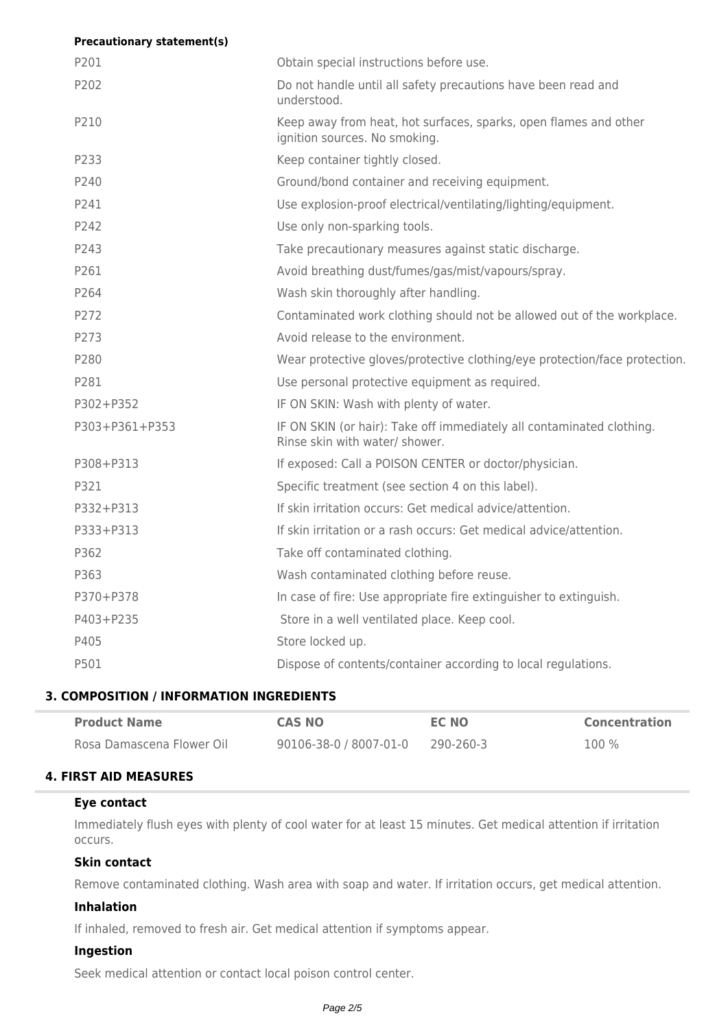**Precautionary statement(s)**

| | |
|---|---|
| P201 | Obtain special instructions before use. |
| P202 | Do not handle until all safety precautions have been read and understood. |
| P210 | Keep away from heat, hot surfaces, sparks, open flames and other ignition sources. No smoking. |
| P233 | Keep container tightly closed. |
| P240 | Ground/bond container and receiving equipment. |
| P241 | Use explosion-proof electrical/ventilating/lighting/equipment. |
| P242 | Use only non-sparking tools. |
| P243 | Take precautionary measures against static discharge. |
| P261 | Avoid breathing dust/fumes/gas/mist/vapours/spray. |
| P264 | Wash skin thoroughly after handling. |
| P272 | Contaminated work clothing should not be allowed out of the workplace. |
| P273 | Avoid release to the environment. |
| P280 | Wear protective gloves/protective clothing/eye protection/face protection. |
| P281 | Use personal protective equipment as required. |
| P302+P352 | IF ON SKIN: Wash with plenty of water. |
| P303+P361+P353 | IF ON SKIN (or hair): Take off immediately all contaminated clothing. Rinse skin with water/ shower. |
| P308+P313 | If exposed: Call a POISON CENTER or doctor/physician. |
| P321 | Specific treatment (see section 4 on this label). |
| P332+P313 | If skin irritation occurs: Get medical advice/attention. |
| P333+P313 | If skin irritation or a rash occurs: Get medical advice/attention. |
| P362 | Take off contaminated clothing. |
| P363 | Wash contaminated clothing before reuse. |
| P370+P378 | In case of fire: Use appropriate fire extinguisher to extinguish. |
| P403+P235 | Store in a well ventilated place. Keep cool. |
| P405 | Store locked up. |
| P501 | Dispose of contents/container according to local regulations. |

## 3. COMPOSITION / INFORMATION INGREDIENTS

| Product Name | CAS NO | EC NO | Concentration |
|---|---|---|---|
| Rosa Damascena Flower Oil | 90106-38-0 / 8007-01-0 | 290-260-3 | 100 % |

## 4. FIRST AID MEASURES

### Eye contact

Immediately flush eyes with plenty of cool water for at least 15 minutes. Get medical attention if irritation occurs.

### Skin contact

Remove contaminated clothing. Wash area with soap and water. If irritation occurs, get medical attention.

### Inhalation

If inhaled, removed to fresh air. Get medical attention if symptoms appear.

### Ingestion

Seek medical attention or contact local poison control center.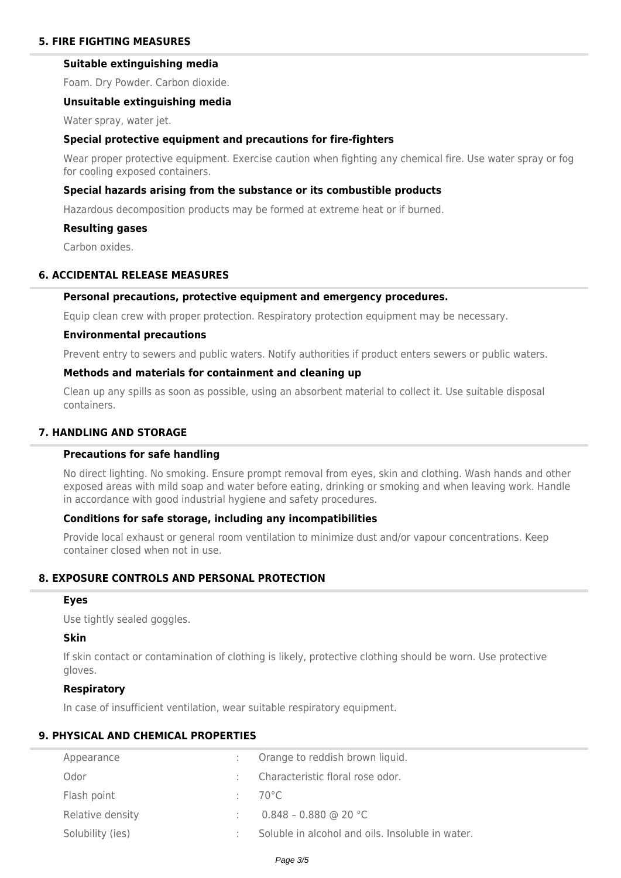## 5. FIRE FIGHTING MEASURES

### Suitable extinguishing media

Foam. Dry Powder. Carbon dioxide.

### Unsuitable extinguishing media

Water spray, water jet.

### Special protective equipment and precautions for fire-fighters

Wear proper protective equipment. Exercise caution when fighting any chemical fire. Use water spray or fog for cooling exposed containers.

### Special hazards arising from the substance or its combustible products

Hazardous decomposition products may be formed at extreme heat or if burned.

### Resulting gases

Carbon oxides.

## 6. ACCIDENTAL RELEASE MEASURES

### Personal precautions, protective equipment and emergency procedures.

Equip clean crew with proper protection. Respiratory protection equipment may be necessary.

### Environmental precautions

Prevent entry to sewers and public waters. Notify authorities if product enters sewers or public waters.

### Methods and materials for containment and cleaning up

Clean up any spills as soon as possible, using an absorbent material to collect it. Use suitable disposal containers.

## 7. HANDLING AND STORAGE

### Precautions for safe handling

No direct lighting. No smoking. Ensure prompt removal from eyes, skin and clothing. Wash hands and other exposed areas with mild soap and water before eating, drinking or smoking and when leaving work. Handle in accordance with good industrial hygiene and safety procedures.

### Conditions for safe storage, including any incompatibilities

Provide local exhaust or general room ventilation to minimize dust and/or vapour concentrations. Keep container closed when not in use.

## 8. EXPOSURE CONTROLS AND PERSONAL PROTECTION

### Eyes

Use tightly sealed goggles.

### Skin

If skin contact or contamination of clothing is likely, protective clothing should be worn. Use protective gloves.

### Respiratory

In case of insufficient ventilation, wear suitable respiratory equipment.

## 9. PHYSICAL AND CHEMICAL PROPERTIES

| Property | | Value |
|---|---|---|
| Appearance | : | Orange to reddish brown liquid. |
| Odor | : | Characteristic floral rose odor. |
| Flash point | : | 70°C |
| Relative density | : | 0.848 – 0.880 @ 20 °C |
| Solubility (ies) | : | Soluble in alcohol and oils. Insoluble in water. |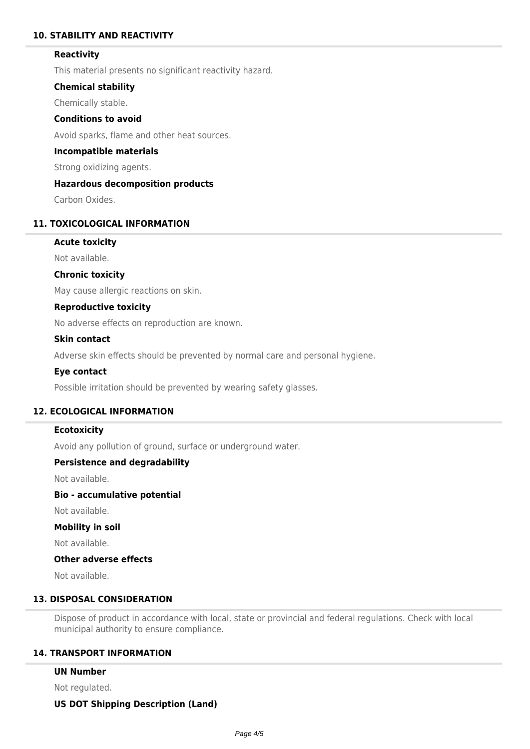## 10. STABILITY AND REACTIVITY

### Reactivity

This material presents no significant reactivity hazard.

### Chemical stability

Chemically stable.

### Conditions to avoid

Avoid sparks, flame and other heat sources.

### Incompatible materials

Strong oxidizing agents.

### Hazardous decomposition products

Carbon Oxides.

## 11. TOXICOLOGICAL INFORMATION

### Acute toxicity

Not available.

### Chronic toxicity

May cause allergic reactions on skin.

### Reproductive toxicity

No adverse effects on reproduction are known.

### Skin contact

Adverse skin effects should be prevented by normal care and personal hygiene.

### Eye contact

Possible irritation should be prevented by wearing safety glasses.

## 12. ECOLOGICAL INFORMATION

### Ecotoxicity

Avoid any pollution of ground, surface or underground water.

### Persistence and degradability

Not available.

### Bio - accumulative potential

Not available.

### Mobility in soil

Not available.

### Other adverse effects

Not available.

## 13. DISPOSAL CONSIDERATION

Dispose of product in accordance with local, state or provincial and federal regulations. Check with local municipal authority to ensure compliance.

## 14. TRANSPORT INFORMATION

### UN Number

Not regulated.

### US DOT Shipping Description (Land)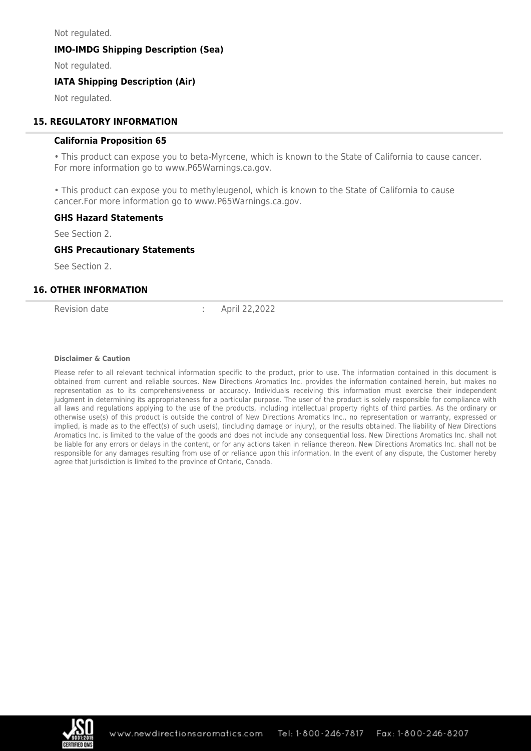Not regulated.

**IMO-IMDG Shipping Description (Sea)**

Not regulated.

**IATA Shipping Description (Air)**

Not regulated.

## 15. REGULATORY INFORMATION

**California Proposition 65**

• This product can expose you to beta-Myrcene, which is known to the State of California to cause cancer. For more information go to www.P65Warnings.ca.gov.

• This product can expose you to methyleugenol, which is known to the State of California to cause cancer.For more information go to www.P65Warnings.ca.gov.

**GHS Hazard Statements**

See Section 2.

**GHS Precautionary Statements**

See Section 2.

## 16. OTHER INFORMATION

| | | |
|---|---|---|
| Revision date | : | April 22,2022 |

**Disclaimer & Caution**

Please refer to all relevant technical information specific to the product, prior to use. The information contained in this document is obtained from current and reliable sources. New Directions Aromatics Inc. provides the information contained herein, but makes no representation as to its comprehensiveness or accuracy. Individuals receiving this information must exercise their independent judgment in determining its appropriateness for a particular purpose. The user of the product is solely responsible for compliance with all laws and regulations applying to the use of the products, including intellectual property rights of third parties. As the ordinary or otherwise use(s) of this product is outside the control of New Directions Aromatics Inc., no representation or warranty, expressed or implied, is made as to the effect(s) of such use(s), (including damage or injury), or the results obtained. The liability of New Directions Aromatics Inc. is limited to the value of the goods and does not include any consequential loss. New Directions Aromatics Inc. shall not be liable for any errors or delays in the content, or for any actions taken in reliance thereon. New Directions Aromatics Inc. shall not be responsible for any damages resulting from use of or reliance upon this information. In the event of any dispute, the Customer hereby agree that Jurisdiction is limited to the province of Ontario, Canada.